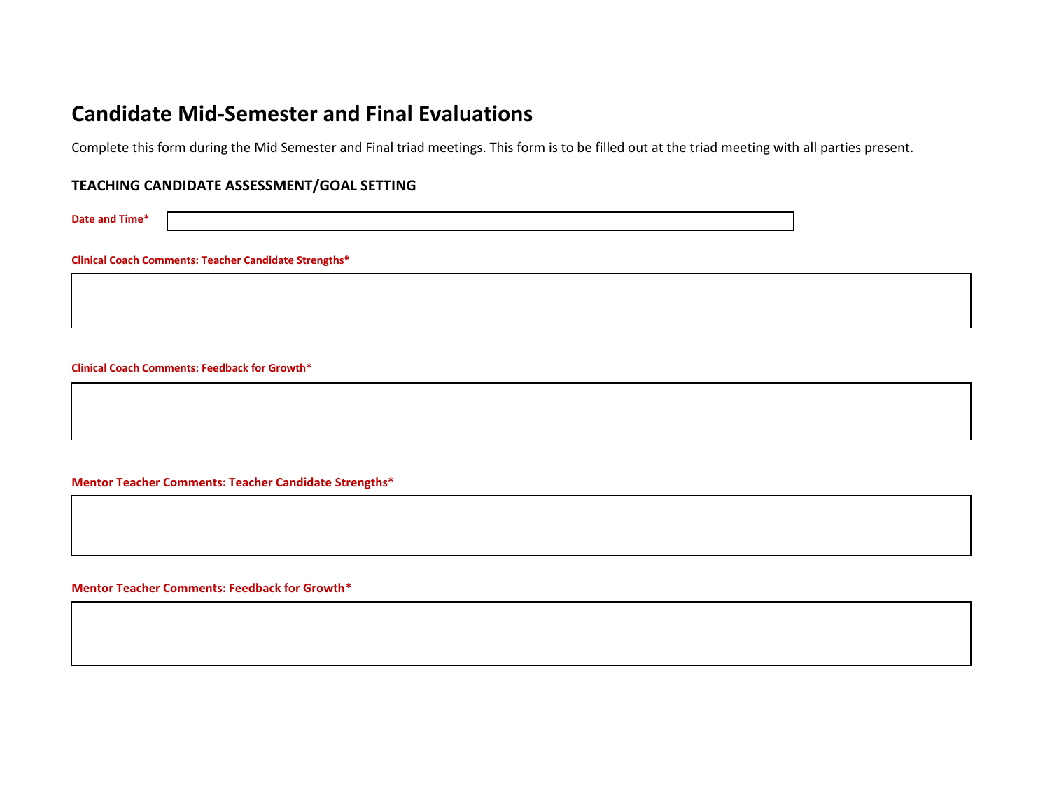# Candidate Mid-Semester and Final Evaluations

Complete this form during the Mid Semester and Final triad meetings. This form is to be filled out at the triad meeting with all parties present.

## TEACHING CANDIDATE ASSESSMENT/GOAL SETTING

**Date and Time***

**Clinical Coach Comments: Teacher Candidate Strengths***

**Clinical Coach Comments: Feedback for Growth***

**Mentor Teacher Comments: Teacher Candidate Strengths***

**Mentor Teacher Comments: Feedback for Growth***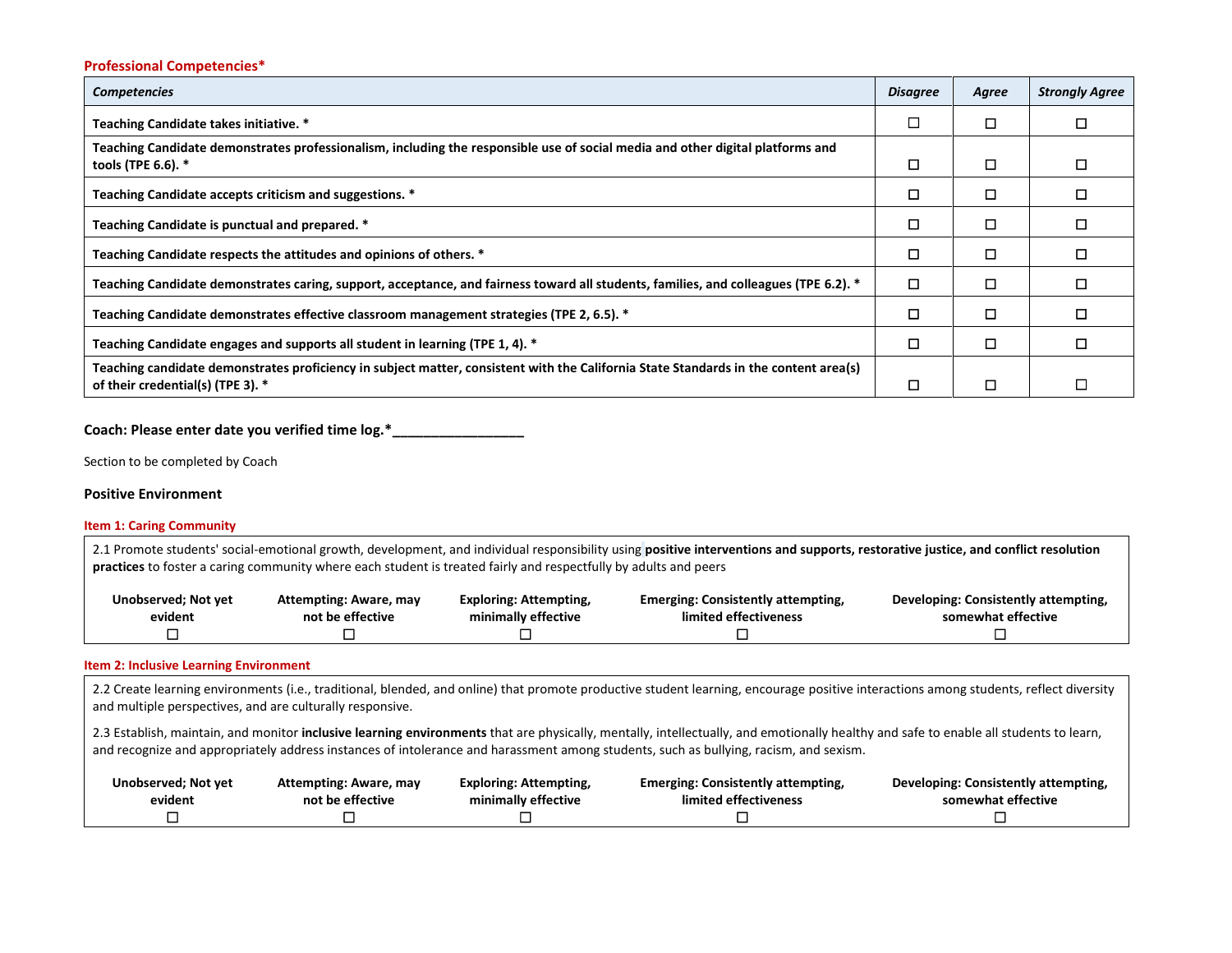**Professional Competencies***

| *Competencies* | *Disagree* | *Agree* | *Strongly Agree* |
|---|---|---|---|
| **Teaching Candidate takes initiative. *** | ☐ | ☐ | ☐ |
| **Teaching Candidate demonstrates professionalism, including the responsible use of social media and other digital platforms and tools (TPE 6.6). *** | ☐ | ☐ | ☐ |
| **Teaching Candidate accepts criticism and suggestions. *** | ☐ | ☐ | ☐ |
| **Teaching Candidate is punctual and prepared. *** | ☐ | ☐ | ☐ |
| **Teaching Candidate respects the attitudes and opinions of others. *** | ☐ | ☐ | ☐ |
| **Teaching Candidate demonstrates caring, support, acceptance, and fairness toward all students, families, and colleagues (TPE 6.2). *** | ☐ | ☐ | ☐ |
| **Teaching Candidate demonstrates effective classroom management strategies (TPE 2, 6.5). *** | ☐ | ☐ | ☐ |
| **Teaching Candidate engages and supports all student in learning (TPE 1, 4). *** | ☐ | ☐ | ☐ |
| **Teaching candidate demonstrates proficiency in subject matter, consistent with the California State Standards in the content area(s) of their credential(s) (TPE 3). *** | ☐ | ☐ | ☐ |

**Coach: Please enter date you verified time log.*_________________**

Section to be completed by Coach

### Positive Environment

**Item 1: Caring Community**

2.1 Promote students' social-emotional growth, development, and individual responsibility using **positive interventions and supports, restorative justice, and conflict resolution practices** to foster a caring community where each student is treated fairly and respectfully by adults and peers

| Unobserved; Not yet evident | Attempting: Aware, may not be effective | Exploring: Attempting, minimally effective | Emerging: Consistently attempting, limited effectiveness | Developing: Consistently attempting, somewhat effective |
|---|---|---|---|---|
| ☐ | ☐ | ☐ | ☐ | ☐ |

**Item 2: Inclusive Learning Environment**

2.2 Create learning environments (i.e., traditional, blended, and online) that promote productive student learning, encourage positive interactions among students, reflect diversity and multiple perspectives, and are culturally responsive.

2.3 Establish, maintain, and monitor **inclusive learning environments** that are physically, mentally, intellectually, and emotionally healthy and safe to enable all students to learn, and recognize and appropriately address instances of intolerance and harassment among students, such as bullying, racism, and sexism.

| Unobserved; Not yet evident | Attempting: Aware, may not be effective | Exploring: Attempting, minimally effective | Emerging: Consistently attempting, limited effectiveness | Developing: Consistently attempting, somewhat effective |
|---|---|---|---|---|
| ☐ | ☐ | ☐ | ☐ | ☐ |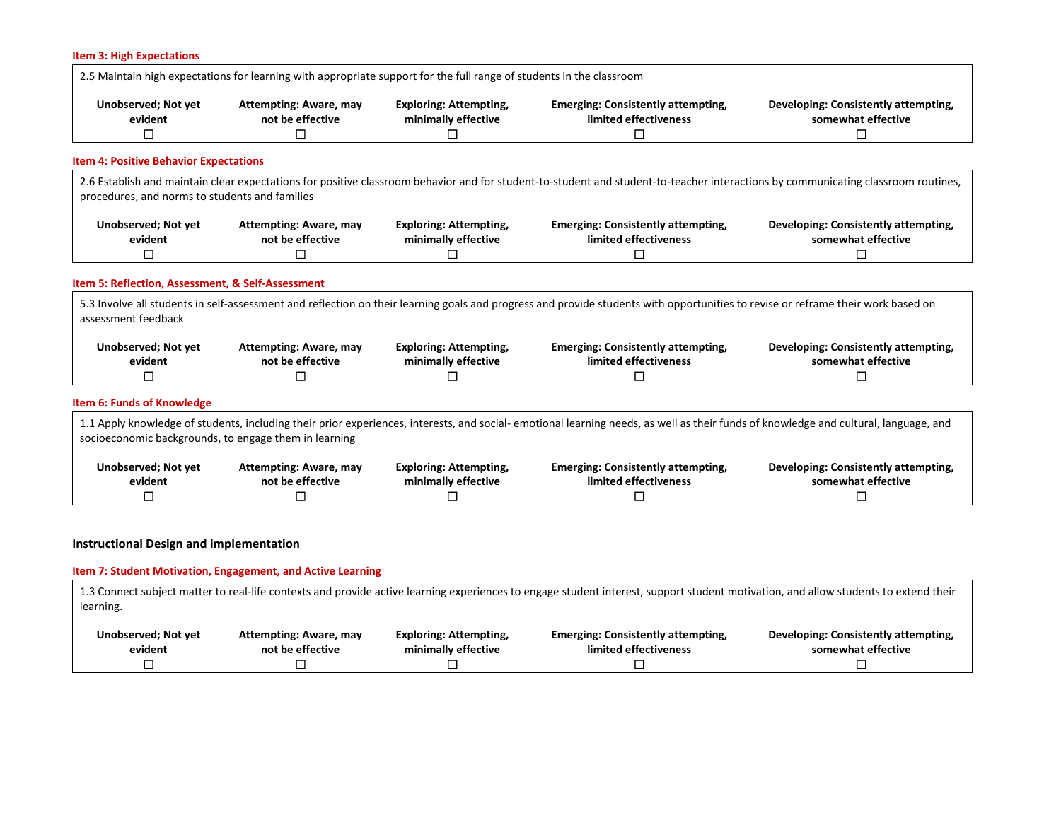**Item 3: High Expectations**

| 2.5 Maintain high expectations for learning with appropriate support for the full range of students in the classroom | | | | |
|---|---|---|---|---|
| **Unobserved; Not yet evident** | **Attempting: Aware, may not be effective** | **Exploring: Attempting, minimally effective** | **Emerging: Consistently attempting, limited effectiveness** | **Developing: Consistently attempting, somewhat effective** |
| ☐ | ☐ | ☐ | ☐ | ☐ |

**Item 4: Positive Behavior Expectations**

| 2.6 Establish and maintain clear expectations for positive classroom behavior and for student-to-student and student-to-teacher interactions by communicating classroom routines, procedures, and norms to students and families | | | | |
|---|---|---|---|---|
| **Unobserved; Not yet evident** | **Attempting: Aware, may not be effective** | **Exploring: Attempting, minimally effective** | **Emerging: Consistently attempting, limited effectiveness** | **Developing: Consistently attempting, somewhat effective** |
| ☐ | ☐ | ☐ | ☐ | ☐ |

**Item 5: Reflection, Assessment, & Self-Assessment**

| 5.3 Involve all students in self-assessment and reflection on their learning goals and progress and provide students with opportunities to revise or reframe their work based on assessment feedback | | | | |
|---|---|---|---|---|
| **Unobserved; Not yet evident** | **Attempting: Aware, may not be effective** | **Exploring: Attempting, minimally effective** | **Emerging: Consistently attempting, limited effectiveness** | **Developing: Consistently attempting, somewhat effective** |
| ☐ | ☐ | ☐ | ☐ | ☐ |

**Item 6: Funds of Knowledge**

| 1.1 Apply knowledge of students, including their prior experiences, interests, and social- emotional learning needs, as well as their funds of knowledge and cultural, language, and socioeconomic backgrounds, to engage them in learning | | | | |
|---|---|---|---|---|
| **Unobserved; Not yet evident** | **Attempting: Aware, may not be effective** | **Exploring: Attempting, minimally effective** | **Emerging: Consistently attempting, limited effectiveness** | **Developing: Consistently attempting, somewhat effective** |
| ☐ | ☐ | ☐ | ☐ | ☐ |

## Instructional Design and implementation

**Item 7: Student Motivation, Engagement, and Active Learning**

| 1.3 Connect subject matter to real-life contexts and provide active learning experiences to engage student interest, support student motivation, and allow students to extend their learning. | | | | |
|---|---|---|---|---|
| **Unobserved; Not yet evident** | **Attempting: Aware, may not be effective** | **Exploring: Attempting, minimally effective** | **Emerging: Consistently attempting, limited effectiveness** | **Developing: Consistently attempting, somewhat effective** |
| ☐ | ☐ | ☐ | ☐ | ☐ |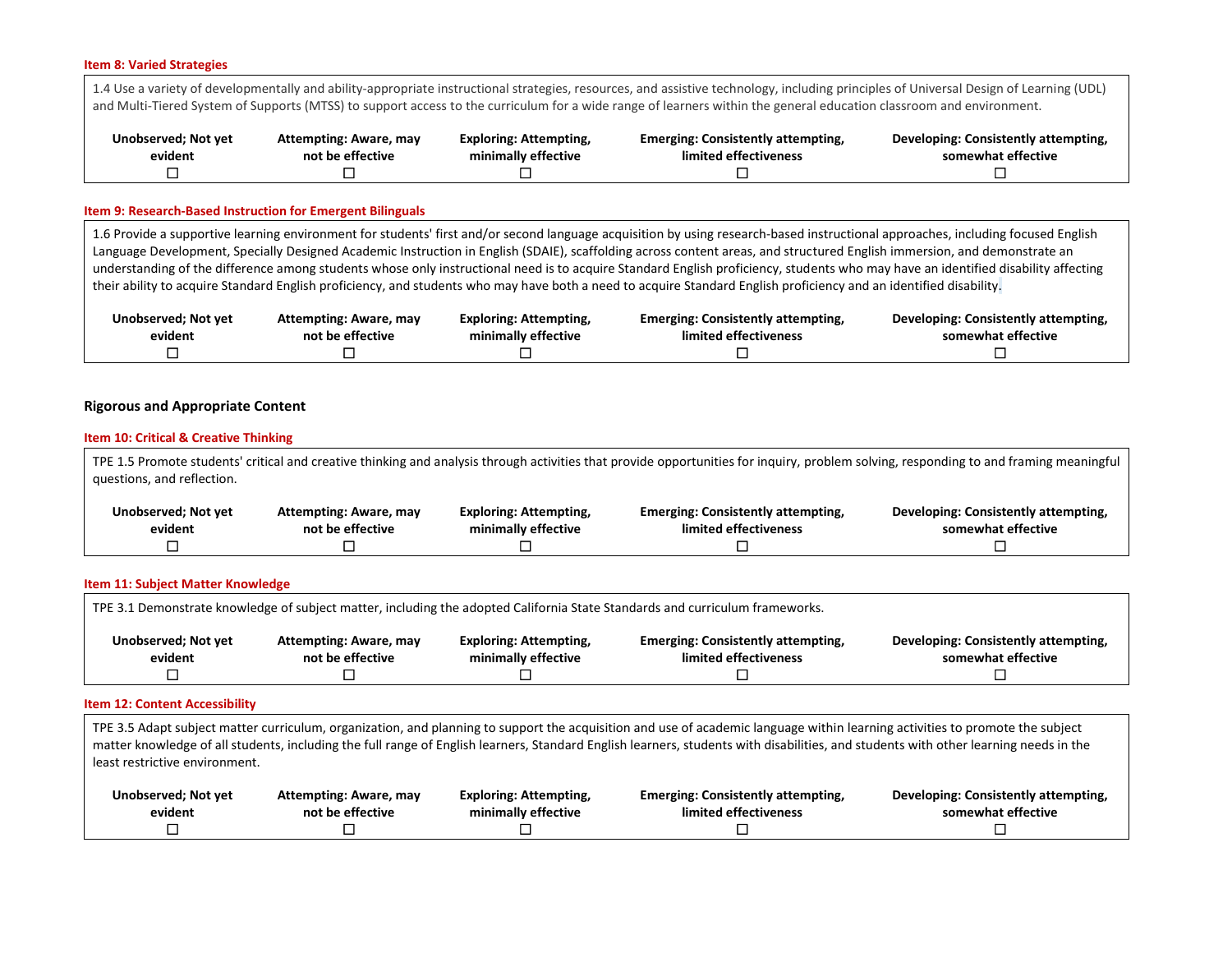**Item 8: Varied Strategies**

1.4 Use a variety of developmentally and ability-appropriate instructional strategies, resources, and assistive technology, including principles of Universal Design of Learning (UDL) and Multi-Tiered System of Supports (MTSS) to support access to the curriculum for a wide range of learners within the general education classroom and environment.

| Unobserved; Not yet evident | Attempting: Aware, may not be effective | Exploring: Attempting, minimally effective | Emerging: Consistently attempting, limited effectiveness | Developing: Consistently attempting, somewhat effective |
|---|---|---|---|---|
| ☐ | ☐ | ☐ | ☐ | ☐ |

**Item 9: Research-Based Instruction for Emergent Bilinguals**

1.6 Provide a supportive learning environment for students' first and/or second language acquisition by using research-based instructional approaches, including focused English Language Development, Specially Designed Academic Instruction in English (SDAIE), scaffolding across content areas, and structured English immersion, and demonstrate an understanding of the difference among students whose only instructional need is to acquire Standard English proficiency, students who may have an identified disability affecting their ability to acquire Standard English proficiency, and students who may have both a need to acquire Standard English proficiency and an identified disability.

| Unobserved; Not yet evident | Attempting: Aware, may not be effective | Exploring: Attempting, minimally effective | Emerging: Consistently attempting, limited effectiveness | Developing: Consistently attempting, somewhat effective |
|---|---|---|---|---|
| ☐ | ☐ | ☐ | ☐ | ☐ |

## Rigorous and Appropriate Content

**Item 10: Critical & Creative Thinking**

TPE 1.5 Promote students' critical and creative thinking and analysis through activities that provide opportunities for inquiry, problem solving, responding to and framing meaningful questions, and reflection.

| Unobserved; Not yet evident | Attempting: Aware, may not be effective | Exploring: Attempting, minimally effective | Emerging: Consistently attempting, limited effectiveness | Developing: Consistently attempting, somewhat effective |
|---|---|---|---|---|
| ☐ | ☐ | ☐ | ☐ | ☐ |

**Item 11: Subject Matter Knowledge**

TPE 3.1 Demonstrate knowledge of subject matter, including the adopted California State Standards and curriculum frameworks.

| Unobserved; Not yet evident | Attempting: Aware, may not be effective | Exploring: Attempting, minimally effective | Emerging: Consistently attempting, limited effectiveness | Developing: Consistently attempting, somewhat effective |
|---|---|---|---|---|
| ☐ | ☐ | ☐ | ☐ | ☐ |

**Item 12: Content Accessibility**

TPE 3.5 Adapt subject matter curriculum, organization, and planning to support the acquisition and use of academic language within learning activities to promote the subject matter knowledge of all students, including the full range of English learners, Standard English learners, students with disabilities, and students with other learning needs in the least restrictive environment.

| Unobserved; Not yet evident | Attempting: Aware, may not be effective | Exploring: Attempting, minimally effective | Emerging: Consistently attempting, limited effectiveness | Developing: Consistently attempting, somewhat effective |
|---|---|---|---|---|
| ☐ | ☐ | ☐ | ☐ | ☐ |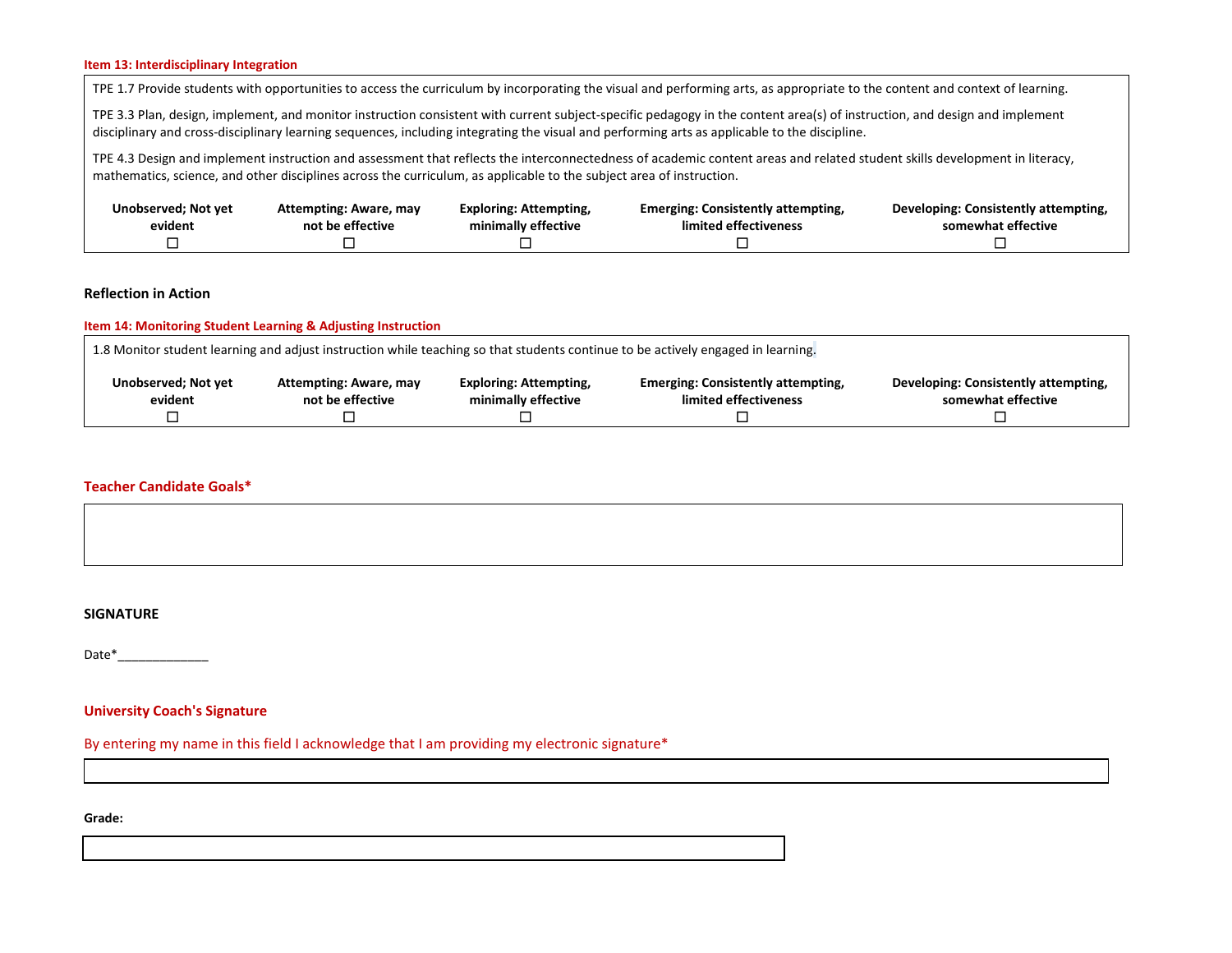**Item 13: Interdisciplinary Integration**

TPE 1.7 Provide students with opportunities to access the curriculum by incorporating the visual and performing arts, as appropriate to the content and context of learning.

TPE 3.3 Plan, design, implement, and monitor instruction consistent with current subject-specific pedagogy in the content area(s) of instruction, and design and implement disciplinary and cross-disciplinary learning sequences, including integrating the visual and performing arts as applicable to the discipline.

TPE 4.3 Design and implement instruction and assessment that reflects the interconnectedness of academic content areas and related student skills development in literacy, mathematics, science, and other disciplines across the curriculum, as applicable to the subject area of instruction.

| Unobserved; Not yet evident | Attempting: Aware, may not be effective | Exploring: Attempting, minimally effective | Emerging: Consistently attempting, limited effectiveness | Developing: Consistently attempting, somewhat effective |
|---|---|---|---|---|
| ☐ | ☐ | ☐ | ☐ | ☐ |

**Reflection in Action**

**Item 14: Monitoring Student Learning & Adjusting Instruction**

1.8 Monitor student learning and adjust instruction while teaching so that students continue to be actively engaged in learning.

| Unobserved; Not yet evident | Attempting: Aware, may not be effective | Exploring: Attempting, minimally effective | Emerging: Consistently attempting, limited effectiveness | Developing: Consistently attempting, somewhat effective |
|---|---|---|---|---|
| ☐ | ☐ | ☐ | ☐ | ☐ |

**Teacher Candidate Goals***

**SIGNATURE**

Date*_____________

**University Coach's Signature**

By entering my name in this field I acknowledge that I am providing my electronic signature*

**Grade:**